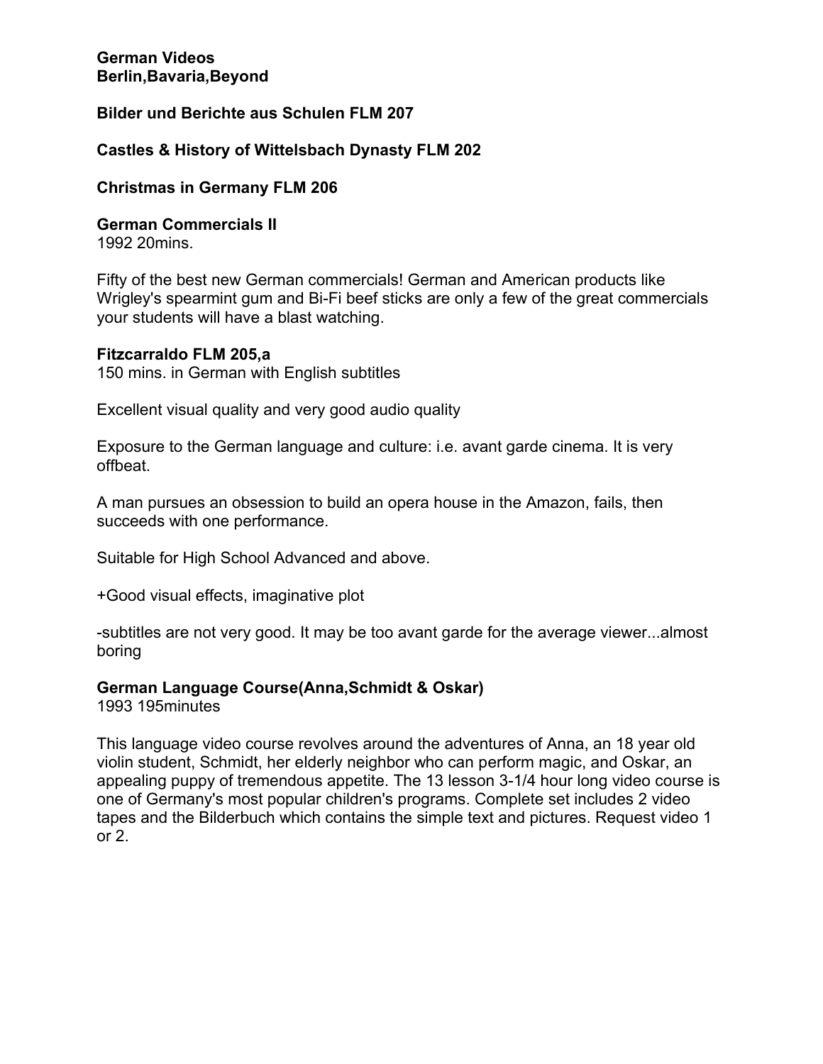**German Videos**
**Berlin,Bavaria,Beyond**

**Bilder und Berichte aus Schulen FLM 207**

**Castles & History of Wittelsbach Dynasty FLM 202**

**Christmas in Germany FLM 206**

**German Commercials II**
1992 20mins.

Fifty of the best new German commercials! German and American products like Wrigley's spearmint gum and Bi-Fi beef sticks are only a few of the great commercials your students will have a blast watching.

**Fitzcarraldo FLM 205,a**
150 mins. in German with English subtitles

Excellent visual quality and very good audio quality

Exposure to the German language and culture: i.e. avant garde cinema. It is very offbeat.

A man pursues an obsession to build an opera house in the Amazon, fails, then succeeds with one performance.

Suitable for High School Advanced and above.

+Good visual effects, imaginative plot

-subtitles are not very good. It may be too avant garde for the average viewer...almost boring

**German Language Course(Anna,Schmidt & Oskar)**
1993 195minutes

This language video course revolves around the adventures of Anna, an 18 year old violin student, Schmidt, her elderly neighbor who can perform magic, and Oskar, an appealing puppy of tremendous appetite. The 13 lesson 3-1/4 hour long video course is one of Germany's most popular children's programs. Complete set includes 2 video tapes and the Bilderbuch which contains the simple text and pictures. Request video 1 or 2.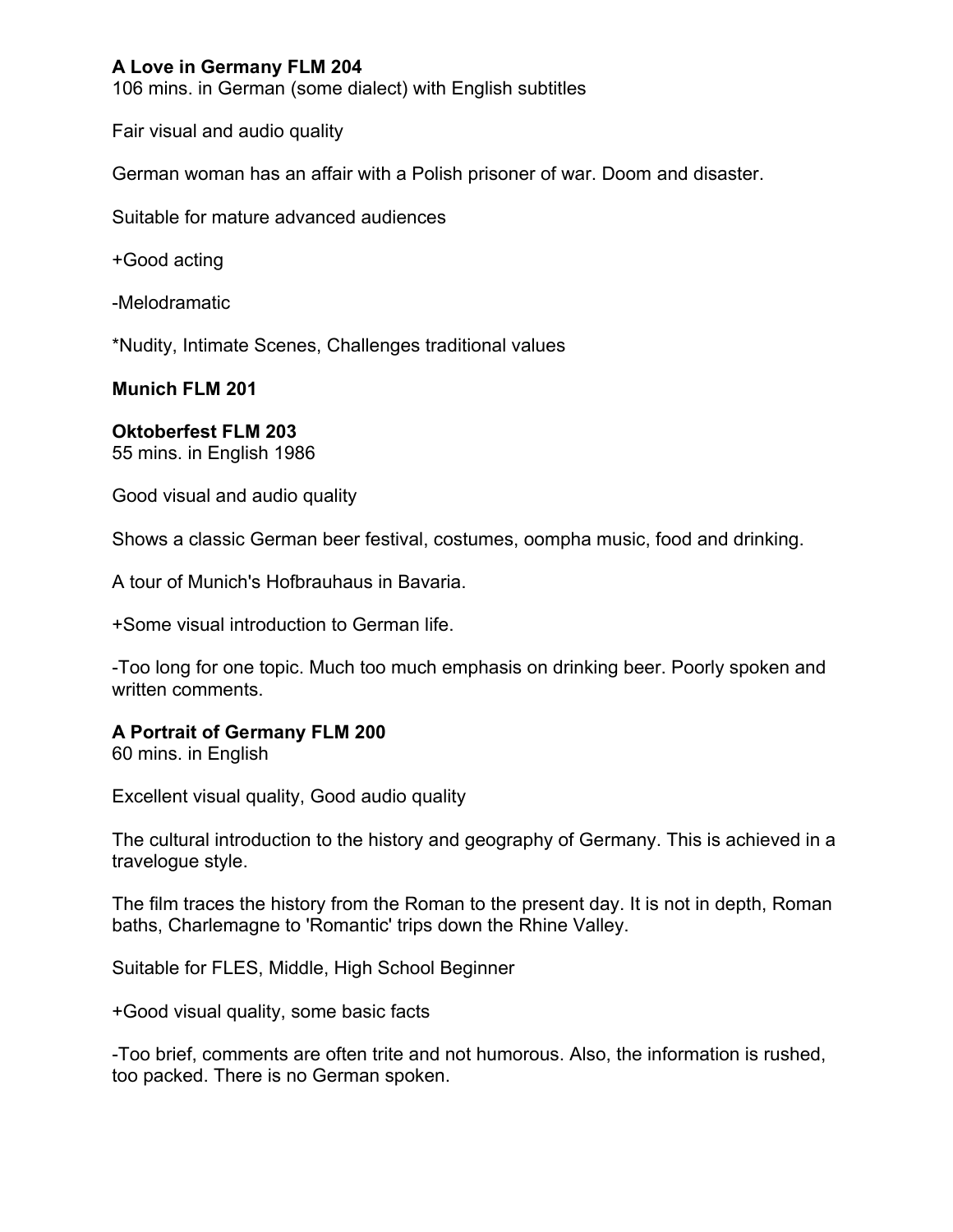**A Love in Germany FLM 204**
106 mins. in German (some dialect) with English subtitles

Fair visual and audio quality

German woman has an affair with a Polish prisoner of war. Doom and disaster.

Suitable for mature advanced audiences

+Good acting

-Melodramatic

*Nudity, Intimate Scenes, Challenges traditional values

**Munich FLM 201**

**Oktoberfest FLM 203**
55 mins. in English 1986

Good visual and audio quality

Shows a classic German beer festival, costumes, oompha music, food and drinking.

A tour of Munich's Hofbrauhaus in Bavaria.

+Some visual introduction to German life.

-Too long for one topic. Much too much emphasis on drinking beer. Poorly spoken and written comments.

**A Portrait of Germany FLM 200**
60 mins. in English

Excellent visual quality, Good audio quality

The cultural introduction to the history and geography of Germany. This is achieved in a travelogue style.

The film traces the history from the Roman to the present day. It is not in depth, Roman baths, Charlemagne to 'Romantic' trips down the Rhine Valley.

Suitable for FLES, Middle, High School Beginner

+Good visual quality, some basic facts

-Too brief, comments are often trite and not humorous. Also, the information is rushed, too packed. There is no German spoken.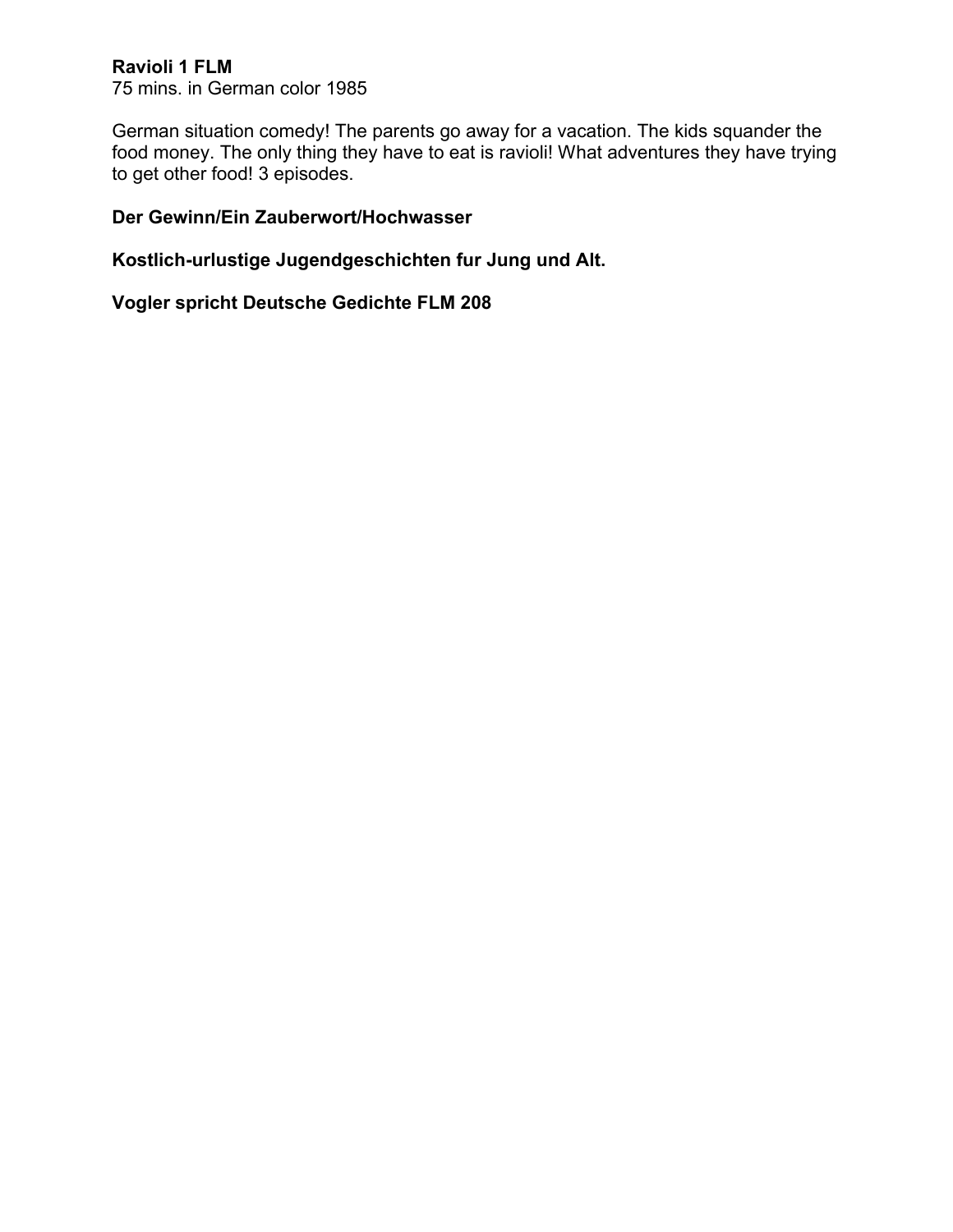**Ravioli 1 FLM**
75 mins. in German color 1985

German situation comedy! The parents go away for a vacation. The kids squander the food money. The only thing they have to eat is ravioli! What adventures they have trying to get other food! 3 episodes.

**Der Gewinn/Ein Zauberwort/Hochwasser**

**Kostlich-urlustige Jugendgeschichten fur Jung und Alt.**

**Vogler spricht Deutsche Gedichte FLM 208**